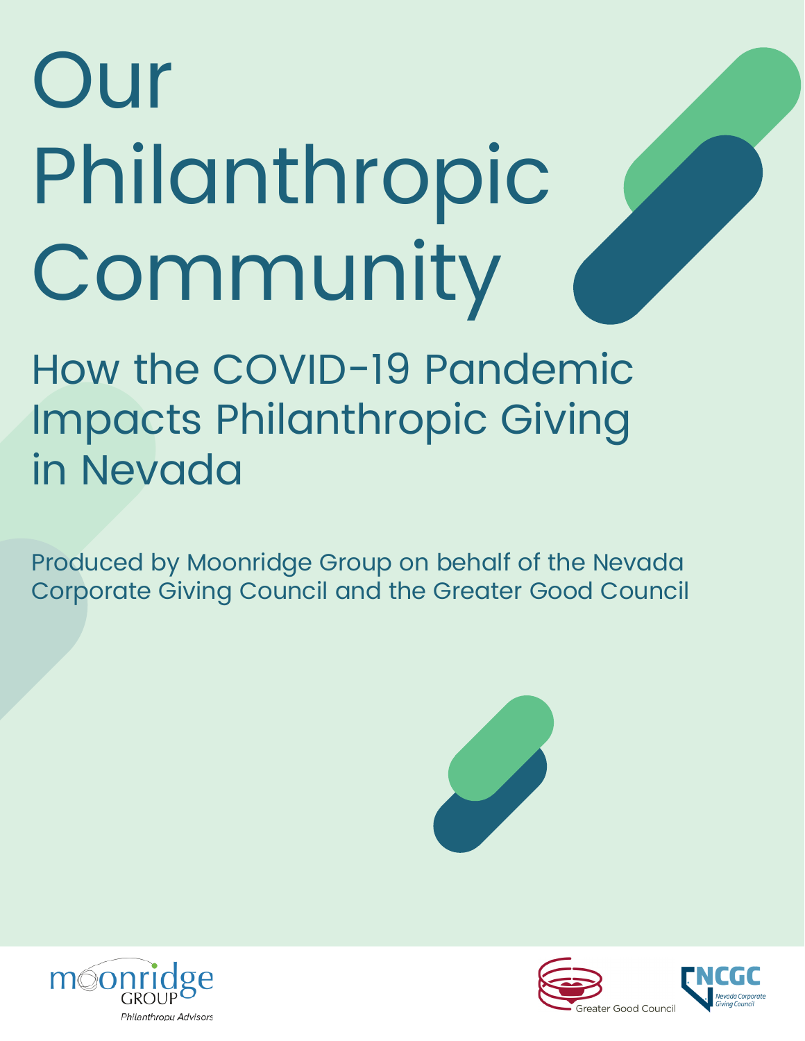# Our Philanthropic Community

## How the COVID-19 Pandemic Impacts Philanthropic Giving in Nevada

Produced by Moonridge Group on behalf of the Nevada Corporate Giving Council and the Greater Good Council

moonridge GROUP
Philanthropy Advisors

Greater Good Council

NCGC
Nevada Corporate Giving Council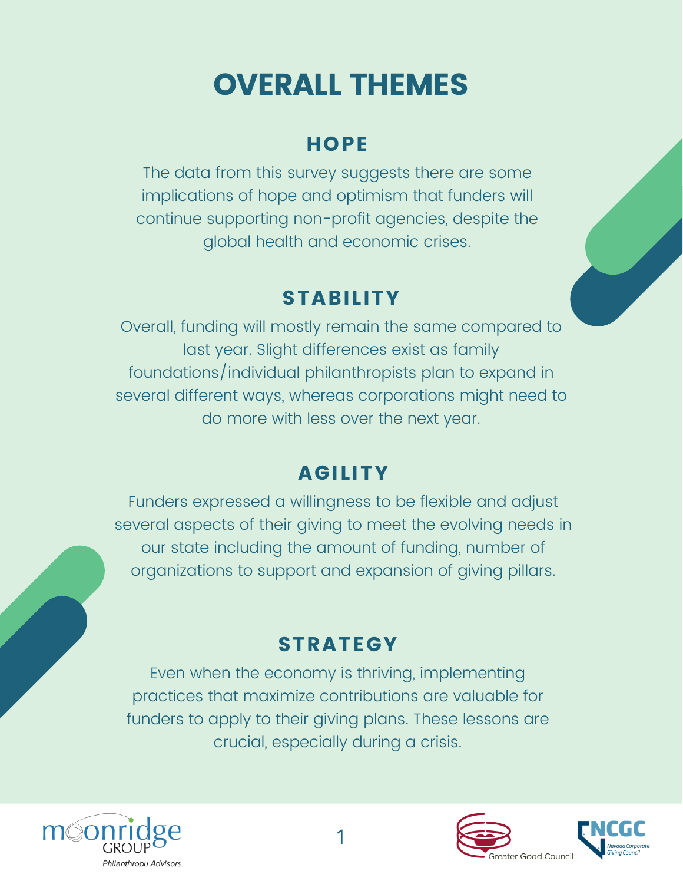# OVERALL THEMES

## HOPE

The data from this survey suggests there are some implications of hope and optimism that funders will continue supporting non-profit agencies, despite the global health and economic crises.

## STABILITY

Overall, funding will mostly remain the same compared to last year. Slight differences exist as family foundations/individual philanthropists plan to expand in several different ways, whereas corporations might need to do more with less over the next year.

## AGILITY

Funders expressed a willingness to be flexible and adjust several aspects of their giving to meet the evolving needs in our state including the amount of funding, number of organizations to support and expansion of giving pillars.

## STRATEGY

Even when the economy is thriving, implementing practices that maximize contributions are valuable for funders to apply to their giving plans. These lessons are crucial, especially during a crisis.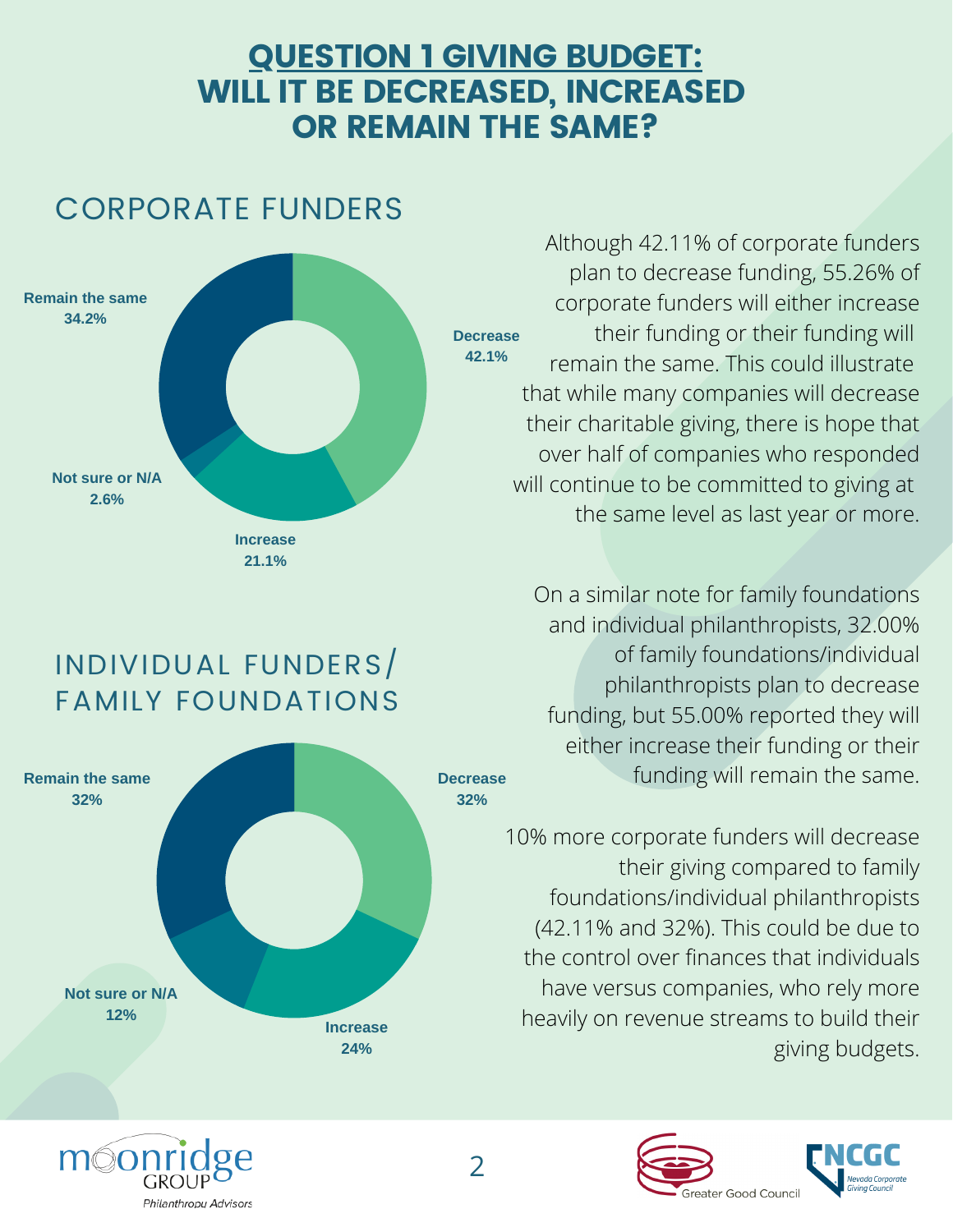# QUESTION 1 GIVING BUDGET: WILL IT BE DECREASED, INCREASED OR REMAIN THE SAME?

## CORPORATE FUNDERS

| Response | Percentage |
| --- | --- |
| Decrease | 42.1% |
| Remain the same | 34.2% |
| Increase | 21.1% |
| Not sure or N/A | 2.6% |

Although 42.11% of corporate funders plan to decrease funding, 55.26% of corporate funders will either increase their funding or their funding will remain the same. This could illustrate that while many companies will decrease their charitable giving, there is hope that over half of companies who responded will continue to be committed to giving at the same level as last year or more.

## INDIVIDUAL FUNDERS/ FAMILY FOUNDATIONS

| Response | Percentage |
| --- | --- |
| Decrease | 32% |
| Remain the same | 32% |
| Increase | 24% |
| Not sure or N/A | 12% |

On a similar note for family foundations and individual philanthropists, 32.00% of family foundations/individual philanthropists plan to decrease funding, but 55.00% reported they will either increase their funding or their funding will remain the same.

10% more corporate funders will decrease their giving compared to family foundations/individual philanthropists (42.11% and 32%). This could be due to the control over finances that individuals have versus companies, who rely more heavily on revenue streams to build their giving budgets.

moonridge GROUP Philanthropy Advisors

Greater Good Council

NCGC Nevada Corporate Giving Council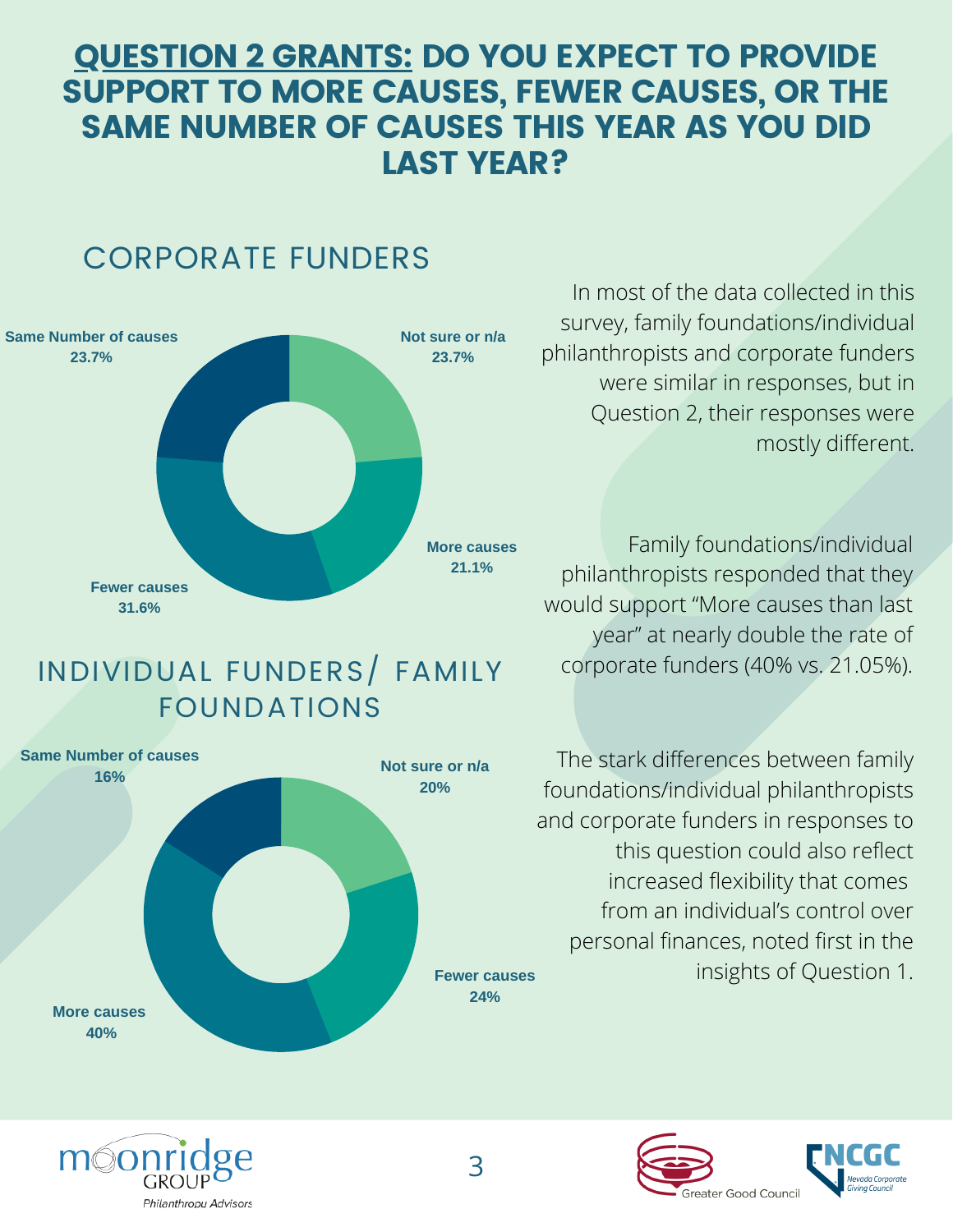# QUESTION 2 GRANTS: DO YOU EXPECT TO PROVIDE SUPPORT TO MORE CAUSES, FEWER CAUSES, OR THE SAME NUMBER OF CAUSES THIS YEAR AS YOU DID LAST YEAR?

## CORPORATE FUNDERS

Same Number of causes 23.7%

Not sure or n/a 23.7%

More causes 21.1%

Fewer causes 31.6%

## INDIVIDUAL FUNDERS/ FAMILY FOUNDATIONS

Same Number of causes 16%

Not sure or n/a 20%

Fewer causes 24%

More causes 40%

In most of the data collected in this survey, family foundations/individual philanthropists and corporate funders were similar in responses, but in Question 2, their responses were mostly different.

Family foundations/individual philanthropists responded that they would support "More causes than last year" at nearly double the rate of corporate funders (40% vs. 21.05%).

The stark differences between family foundations/individual philanthropists and corporate funders in responses to this question could also reflect increased flexibility that comes from an individual's control over personal finances, noted first in the insights of Question 1.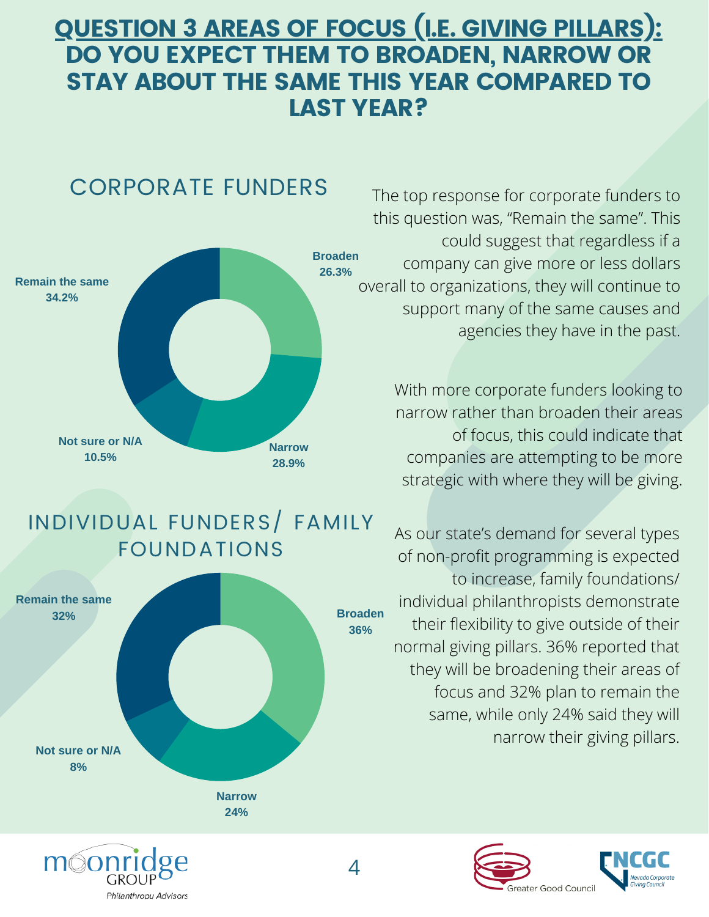# QUESTION 3 AREAS OF FOCUS (I.E. GIVING PILLARS): DO YOU EXPECT THEM TO BROADEN, NARROW OR STAY ABOUT THE SAME THIS YEAR COMPARED TO LAST YEAR?

## CORPORATE FUNDERS

| Response | Percentage |
| --- | --- |
| Broaden | 26.3% |
| Narrow | 28.9% |
| Not sure or N/A | 10.5% |
| Remain the same | 34.2% |

The top response for corporate funders to this question was, "Remain the same". This could suggest that regardless if a company can give more or less dollars overall to organizations, they will continue to support many of the same causes and agencies they have in the past.

With more corporate funders looking to narrow rather than broaden their areas of focus, this could indicate that companies are attempting to be more strategic with where they will be giving.

## INDIVIDUAL FUNDERS/ FAMILY FOUNDATIONS

| Response | Percentage |
| --- | --- |
| Broaden | 36% |
| Narrow | 24% |
| Not sure or N/A | 8% |
| Remain the same | 32% |

As our state's demand for several types of non-profit programming is expected to increase, family foundations/ individual philanthropists demonstrate their flexibility to give outside of their normal giving pillars. 36% reported that they will be broadening their areas of focus and 32% plan to remain the same, while only 24% said they will narrow their giving pillars.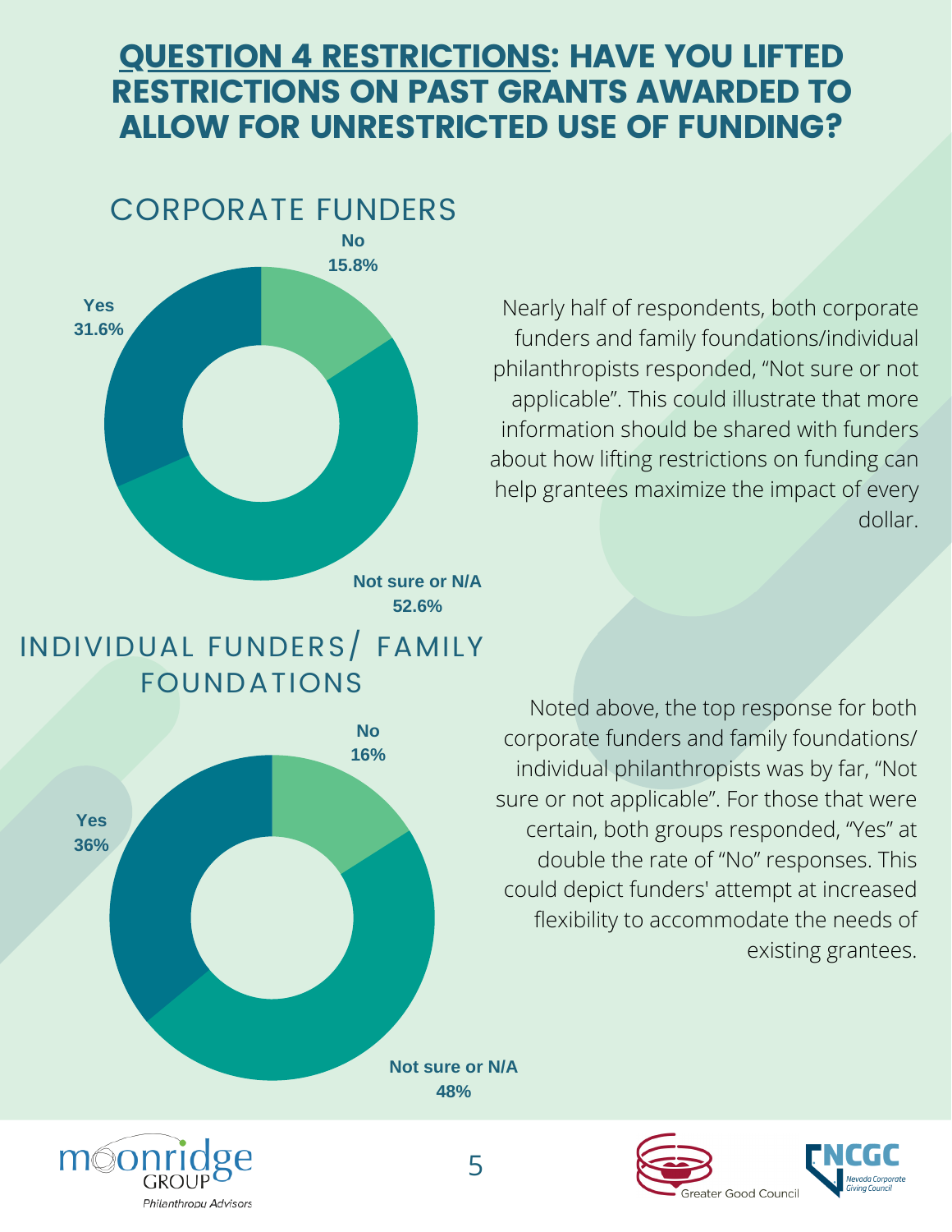# QUESTION 4 RESTRICTIONS: HAVE YOU LIFTED RESTRICTIONS ON PAST GRANTS AWARDED TO ALLOW FOR UNRESTRICTED USE OF FUNDING?

## CORPORATE FUNDERS

| Response | Percentage |
|---|---|
| Yes | 31.6% |
| No | 15.8% |
| Not sure or N/A | 52.6% |

Nearly half of respondents, both corporate funders and family foundations/individual philanthropists responded, "Not sure or not applicable". This could illustrate that more information should be shared with funders about how lifting restrictions on funding can help grantees maximize the impact of every dollar.

## INDIVIDUAL FUNDERS/ FAMILY FOUNDATIONS

| Response | Percentage |
|---|---|
| Yes | 36% |
| No | 16% |
| Not sure or N/A | 48% |

Noted above, the top response for both corporate funders and family foundations/ individual philanthropists was by far, "Not sure or not applicable". For those that were certain, both groups responded, "Yes" at double the rate of "No" responses. This could depict funders' attempt at increased flexibility to accommodate the needs of existing grantees.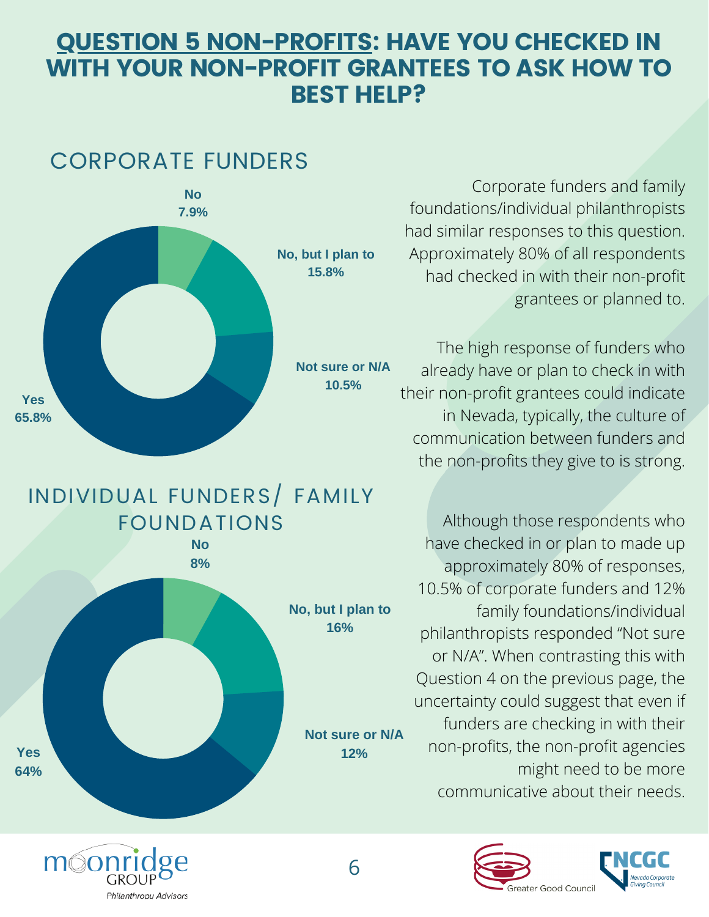# QUESTION 5 NON-PROFITS: HAVE YOU CHECKED IN WITH YOUR NON-PROFIT GRANTEES TO ASK HOW TO BEST HELP?

## CORPORATE FUNDERS

| Response | Percentage |
|---|---|
| Yes | 65.8% |
| No | 7.9% |
| No, but I plan to | 15.8% |
| Not sure or N/A | 10.5% |

## INDIVIDUAL FUNDERS/ FAMILY FOUNDATIONS

| Response | Percentage |
|---|---|
| Yes | 64% |
| No | 8% |
| No, but I plan to | 16% |
| Not sure or N/A | 12% |

Corporate funders and family foundations/individual philanthropists had similar responses to this question. Approximately 80% of all respondents had checked in with their non-profit grantees or planned to.

The high response of funders who already have or plan to check in with their non-profit grantees could indicate in Nevada, typically, the culture of communication between funders and the non-profits they give to is strong.

Although those respondents who have checked in or plan to made up approximately 80% of responses, 10.5% of corporate funders and 12% family foundations/individual philanthropists responded "Not sure or N/A". When contrasting this with Question 4 on the previous page, the uncertainty could suggest that even if funders are checking in with their non-profits, the non-profit agencies might need to be more communicative about their needs.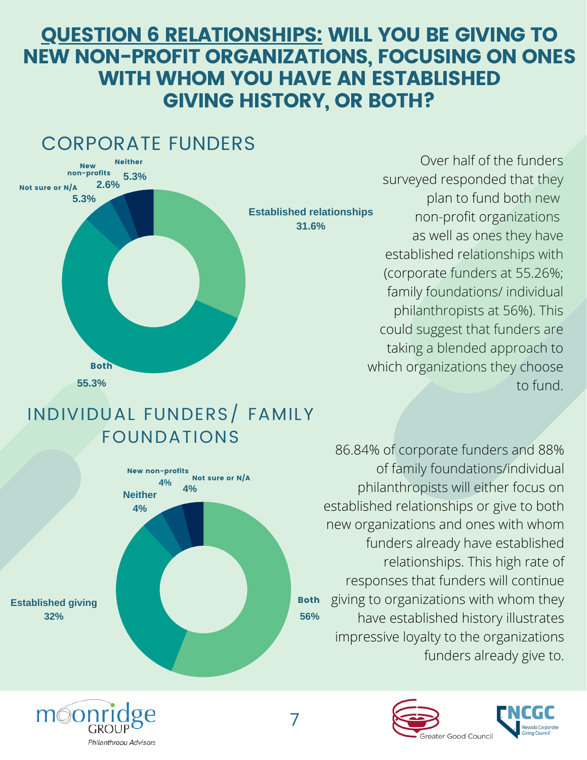# QUESTION 6 RELATIONSHIPS: WILL YOU BE GIVING TO NEW NON-PROFIT ORGANIZATIONS, FOCUSING ON ONES WITH WHOM YOU HAVE AN ESTABLISHED GIVING HISTORY, OR BOTH?

## CORPORATE FUNDERS

| Response | Percentage |
| --- | --- |
| Established relationships | 31.6% |
| Both | 55.3% |
| Not sure or N/A | 5.3% |
| New non-profits | 2.6% |
| Neither | 5.3% |

Over half of the funders surveyed responded that they plan to fund both new non-profit organizations as well as ones they have established relationships with (corporate funders at 55.26%; family foundations/ individual philanthropists at 56%). This could suggest that funders are taking a blended approach to which organizations they choose to fund.

## INDIVIDUAL FUNDERS/ FAMILY FOUNDATIONS

| Response | Percentage |
| --- | --- |
| Both | 56% |
| Established giving | 32% |
| Neither | 4% |
| New non-profits | 4% |
| Not sure or N/A | 4% |

86.84% of corporate funders and 88% of family foundations/individual philanthropists will either focus on established relationships or give to both new organizations and ones with whom funders already have established relationships. This high rate of responses that funders will continue giving to organizations with whom they have established history illustrates impressive loyalty to the organizations funders already give to.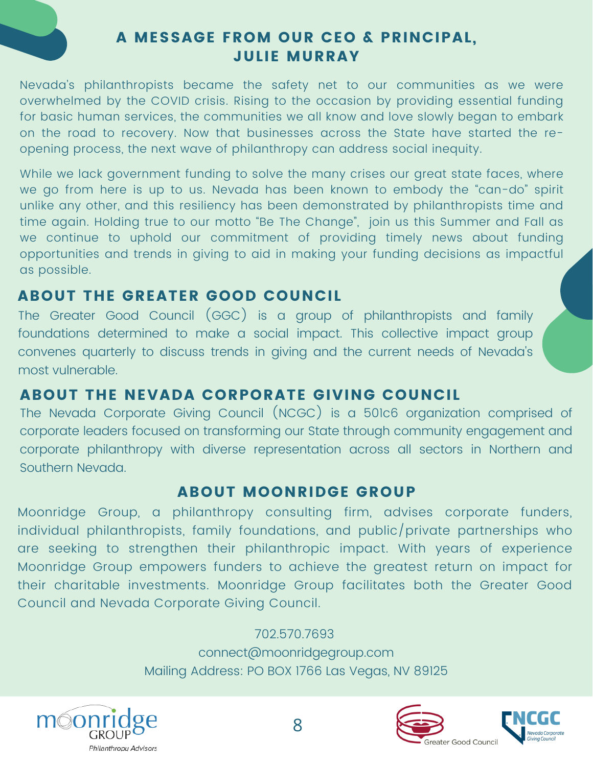## A MESSAGE FROM OUR CEO & PRINCIPAL, JULIE MURRAY

Nevada's philanthropists became the safety net to our communities as we were overwhelmed by the COVID crisis. Rising to the occasion by providing essential funding for basic human services, the communities we all know and love slowly began to embark on the road to recovery. Now that businesses across the State have started the re-opening process, the next wave of philanthropy can address social inequity.

While we lack government funding to solve the many crises our great state faces, where we go from here is up to us. Nevada has been known to embody the "can-do" spirit unlike any other, and this resiliency has been demonstrated by philanthropists time and time again. Holding true to our motto "Be The Change", join us this Summer and Fall as we continue to uphold our commitment of providing timely news about funding opportunities and trends in giving to aid in making your funding decisions as impactful as possible.

## ABOUT THE GREATER GOOD COUNCIL

The Greater Good Council (GGC) is a group of philanthropists and family foundations determined to make a social impact. This collective impact group convenes quarterly to discuss trends in giving and the current needs of Nevada's most vulnerable.

## ABOUT THE NEVADA CORPORATE GIVING COUNCIL

The Nevada Corporate Giving Council (NCGC) is a 501c6 organization comprised of corporate leaders focused on transforming our State through community engagement and corporate philanthropy with diverse representation across all sectors in Northern and Southern Nevada.

## ABOUT MOONRIDGE GROUP

Moonridge Group, a philanthropy consulting firm, advises corporate funders, individual philanthropists, family foundations, and public/private partnerships who are seeking to strengthen their philanthropic impact. With years of experience Moonridge Group empowers funders to achieve the greatest return on impact for their charitable investments. Moonridge Group facilitates both the Greater Good Council and Nevada Corporate Giving Council.

702.570.7693
connect@moonridgegroup.com
Mailing Address: PO BOX 1766 Las Vegas, NV 89125

moonridge GROUP Philanthropy Advisors

Greater Good Council

NCGC Nevada Corporate Giving Council